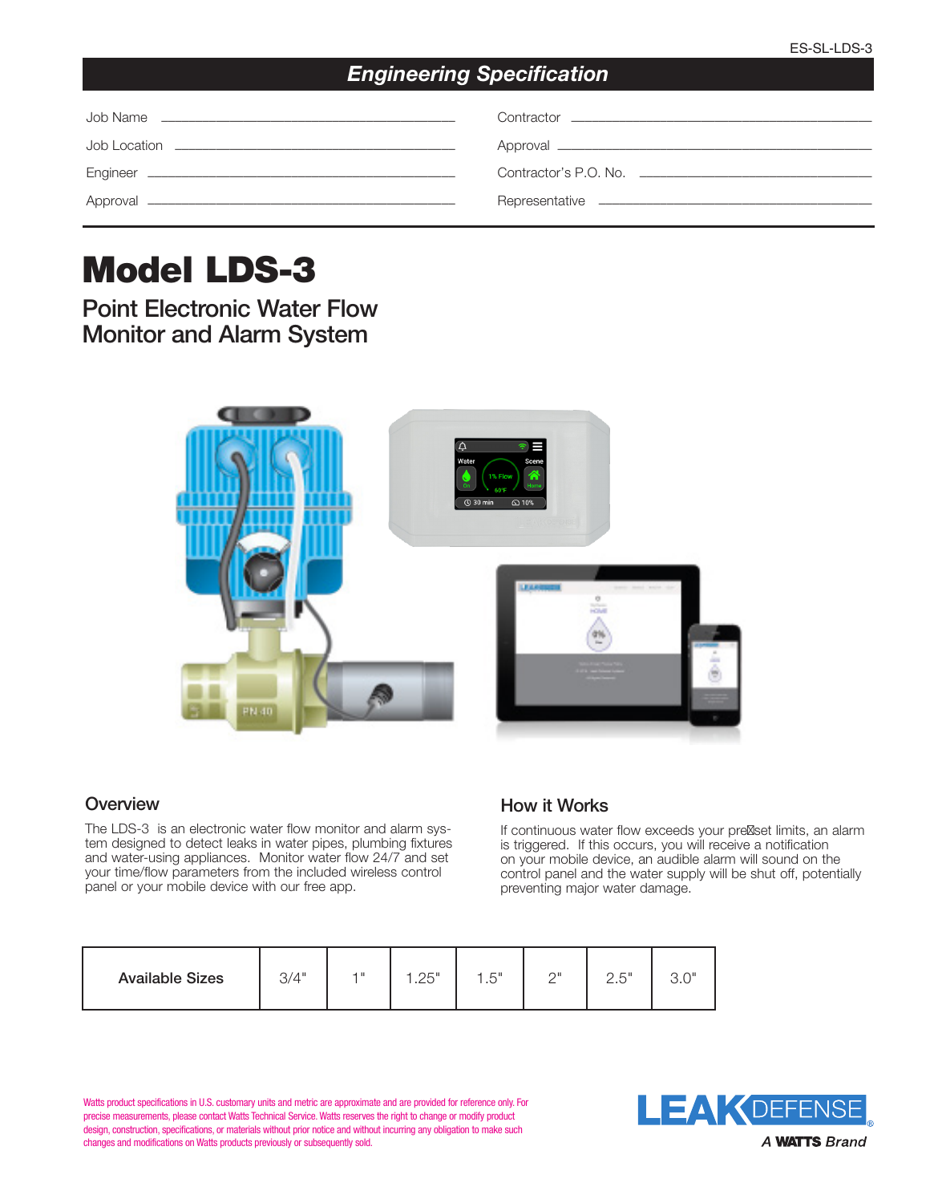ES-SL-LDS-3

## *Engineering Specification*

| | | | |
|---|---|---|---|
| Job Name | | Contractor | |
| Job Location | | Approval | |
| Engineer | | Contractor's P.O. No. | |
| Approval | | Representative | |

# Model LDS-3

## Point Electronic Water Flow Monitor and Alarm System

### Overview

The LDS-3 is an electronic water flow monitor and alarm system designed to detect leaks in water pipes, plumbing fixtures and water-using appliances. Monitor water flow 24/7 and set your time/flow parameters from the included wireless control panel or your mobile device with our free app.

### How it Works

If continuous water flow exceeds your pre-set limits, an alarm is triggered. If this occurs, you will receive a notification on your mobile device, an audible alarm will sound on the control panel and the water supply will be shut off, potentially preventing major water damage.

| Available Sizes | 3/4" | 1" | 1.25" | 1.5" | 2" | 2.5" | 3.0" |
|---|---|---|---|---|---|---|---|

Watts product specifications in U.S. customary units and metric are approximate and are provided for reference only. For precise measurements, please contact Watts Technical Service. Watts reserves the right to change or modify product design, construction, specifications, or materials without prior notice and without incurring any obligation to make such changes and modifications on Watts products previously or subsequently sold.

LEAKDEFENSE®

*A WATTS Brand*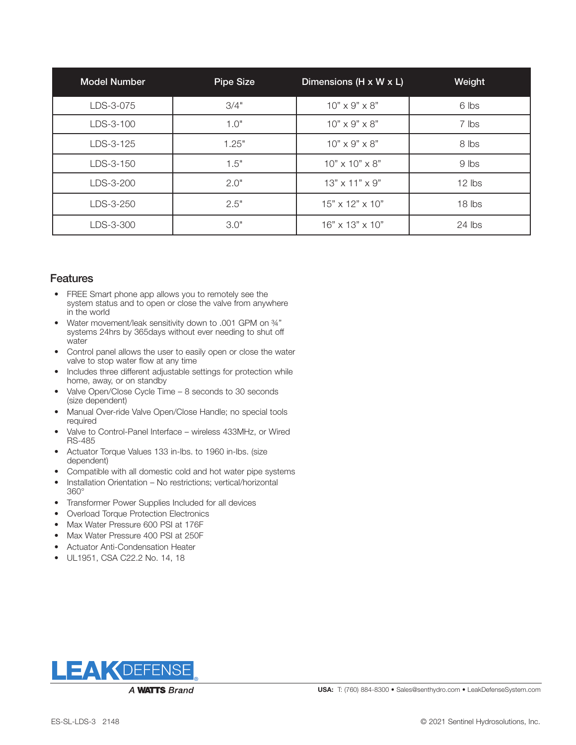| Model Number | Pipe Size | Dimensions (H x W x L) | Weight |
|---|---|---|---|
| LDS-3-075 | 3/4" | 10" x 9" x 8" | 6 lbs |
| LDS-3-100 | 1.0" | 10" x 9" x 8" | 7 lbs |
| LDS-3-125 | 1.25" | 10" x 9" x 8" | 8 lbs |
| LDS-3-150 | 1.5" | 10" x 10" x 8" | 9 lbs |
| LDS-3-200 | 2.0" | 13" x 11" x 9" | 12 lbs |
| LDS-3-250 | 2.5" | 15" x 12" x 10" | 18 lbs |
| LDS-3-300 | 3.0" | 16" x 13" x 10" | 24 lbs |

## Features

- FREE Smart phone app allows you to remotely see the system status and to open or close the valve from anywhere in the world
- Water movement/leak sensitivity down to .001 GPM on ¾" systems 24hrs by 365days without ever needing to shut off water
- Control panel allows the user to easily open or close the water valve to stop water flow at any time
- Includes three different adjustable settings for protection while home, away, or on standby
- Valve Open/Close Cycle Time – 8 seconds to 30 seconds (size dependent)
- Manual Over-ride Valve Open/Close Handle; no special tools required
- Valve to Control-Panel Interface – wireless 433MHz, or Wired RS-485
- Actuator Torque Values 133 in-lbs. to 1960 in-lbs. (size dependent)
- Compatible with all domestic cold and hot water pipe systems
- Installation Orientation – No restrictions; vertical/horizontal 360°
- Transformer Power Supplies Included for all devices
- Overload Torque Protection Electronics
- Max Water Pressure 600 PSI at 176F
- Max Water Pressure 400 PSI at 250F
- Actuator Anti-Condensation Heater
- UL1951, CSA C22.2 No. 14, 18

LEAKDEFENSE®
*A WATTS Brand*

**USA:** T: (760) 884-8300 • Sales@senthydro.com • LeakDefenseSystem.com

ES-SL-LDS-3 2148

© 2021 Sentinel Hydrosolutions, Inc.